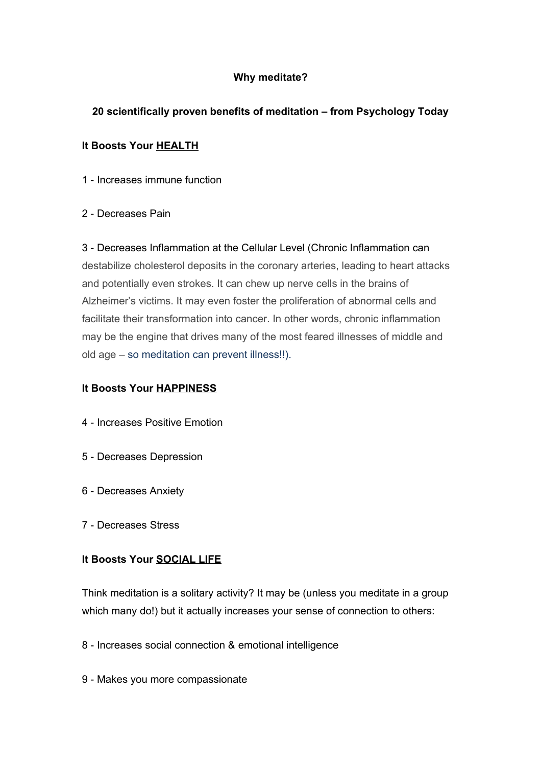**Why meditate?**

**20 scientifically proven benefits of meditation – from Psychology Today**

**It Boosts Your <u>HEALTH</u>**

1 - Increases immune function

2 - Decreases Pain

3 - Decreases Inflammation at the Cellular Level (Chronic Inflammation can destabilize cholesterol deposits in the coronary arteries, leading to heart attacks and potentially even strokes. It can chew up nerve cells in the brains of Alzheimer's victims. It may even foster the proliferation of abnormal cells and facilitate their transformation into cancer. In other words, chronic inflammation may be the engine that drives many of the most feared illnesses of middle and old age – so meditation can prevent illness!!).

**It Boosts Your <u>HAPPINESS</u>**

4 - Increases Positive Emotion

5 - Decreases Depression

6 - Decreases Anxiety

7 - Decreases Stress

**It Boosts Your <u>SOCIAL LIFE</u>**

Think meditation is a solitary activity? It may be (unless you meditate in a group which many do!) but it actually increases your sense of connection to others:

8 - Increases social connection & emotional intelligence

9 - Makes you more compassionate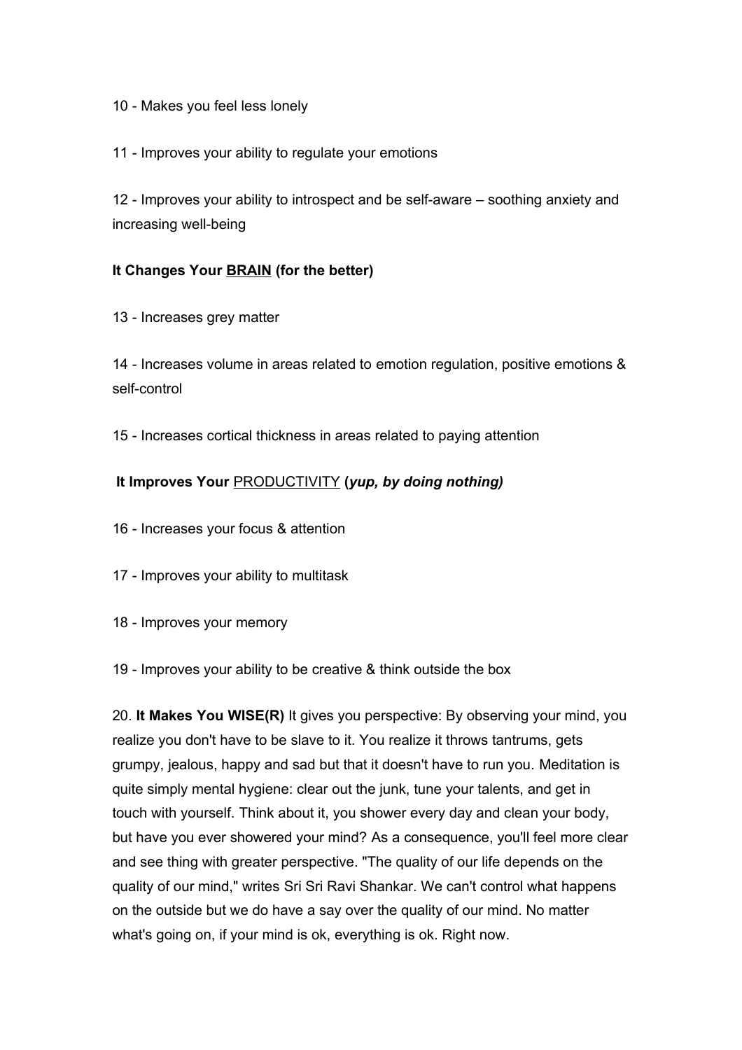10 - Makes you feel less lonely

11 - Improves your ability to regulate your emotions

12 - Improves your ability to introspect and be self-aware – soothing anxiety and increasing well-being

**It Changes Your <u>BRAIN</u> (for the better)**

13 - Increases grey matter

14 - Increases volume in areas related to emotion regulation, positive emotions & self-control

15 - Increases cortical thickness in areas related to paying attention

**It Improves Your** <u>PRODUCTIVITY</u> **(*yup, by doing nothing)***

16 - Increases your focus & attention

17 - Improves your ability to multitask

18 - Improves your memory

19 - Improves your ability to be creative & think outside the box

20. **It Makes You WISE(R)** It gives you perspective: By observing your mind, you realize you don't have to be slave to it. You realize it throws tantrums, gets grumpy, jealous, happy and sad but that it doesn't have to run you. Meditation is quite simply mental hygiene: clear out the junk, tune your talents, and get in touch with yourself. Think about it, you shower every day and clean your body, but have you ever showered your mind? As a consequence, you'll feel more clear and see thing with greater perspective. "The quality of our life depends on the quality of our mind," writes Sri Sri Ravi Shankar. We can't control what happens on the outside but we do have a say over the quality of our mind. No matter what's going on, if your mind is ok, everything is ok. Right now.